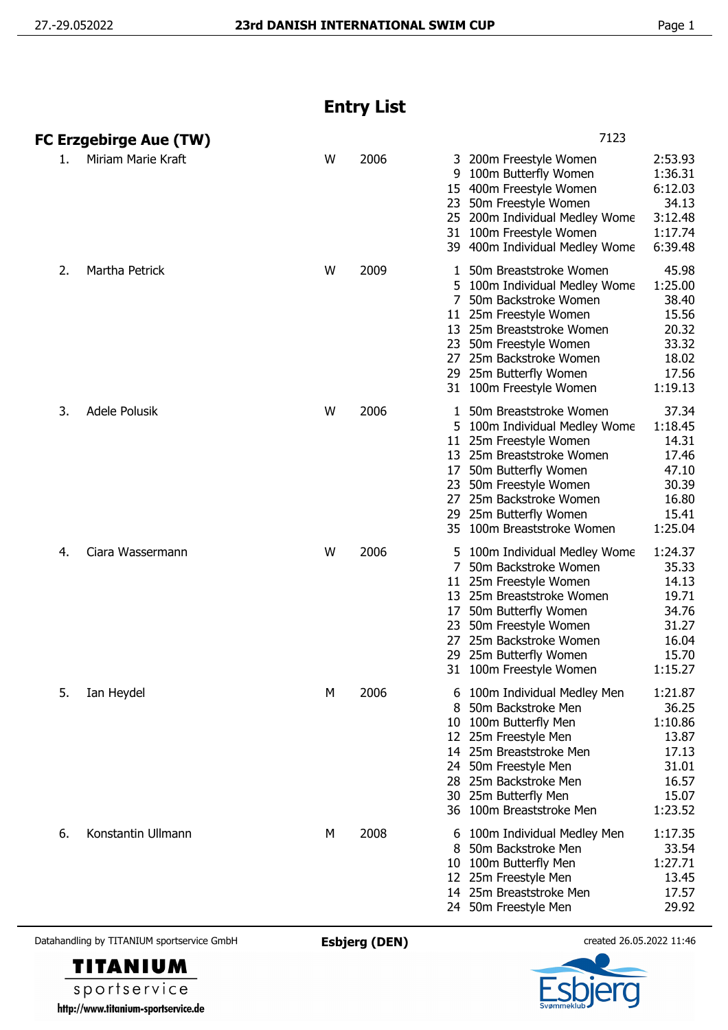# Entry List

## FC Erzgebirge Aue (TW)

7123

| # | Name | Sex | Year | Event No. | Event | Entry Time |
|---|---|---|---|---|---|---|
| 1. | Miriam Marie Kraft | W | 2006 | 3 | 200m Freestyle Women | 2:53.93 |
| | | | | 9 | 100m Butterfly Women | 1:36.31 |
| | | | | 15 | 400m Freestyle Women | 6:12.03 |
| | | | | 23 | 50m Freestyle Women | 34.13 |
| | | | | 25 | 200m Individual Medley Wome | 3:12.48 |
| | | | | 31 | 100m Freestyle Women | 1:17.74 |
| | | | | 39 | 400m Individual Medley Wome | 6:39.48 |
| 2. | Martha Petrick | W | 2009 | 1 | 50m Breaststroke Women | 45.98 |
| | | | | 5 | 100m Individual Medley Wome | 1:25.00 |
| | | | | 7 | 50m Backstroke Women | 38.40 |
| | | | | 11 | 25m Freestyle Women | 15.56 |
| | | | | 13 | 25m Breaststroke Women | 20.32 |
| | | | | 23 | 50m Freestyle Women | 33.32 |
| | | | | 27 | 25m Backstroke Women | 18.02 |
| | | | | 29 | 25m Butterfly Women | 17.56 |
| | | | | 31 | 100m Freestyle Women | 1:19.13 |
| 3. | Adele Polusik | W | 2006 | 1 | 50m Breaststroke Women | 37.34 |
| | | | | 5 | 100m Individual Medley Wome | 1:18.45 |
| | | | | 11 | 25m Freestyle Women | 14.31 |
| | | | | 13 | 25m Breaststroke Women | 17.46 |
| | | | | 17 | 50m Butterfly Women | 47.10 |
| | | | | 23 | 50m Freestyle Women | 30.39 |
| | | | | 27 | 25m Backstroke Women | 16.80 |
| | | | | 29 | 25m Butterfly Women | 15.41 |
| | | | | 35 | 100m Breaststroke Women | 1:25.04 |
| 4. | Ciara Wassermann | W | 2006 | 5 | 100m Individual Medley Wome | 1:24.37 |
| | | | | 7 | 50m Backstroke Women | 35.33 |
| | | | | 11 | 25m Freestyle Women | 14.13 |
| | | | | 13 | 25m Breaststroke Women | 19.71 |
| | | | | 17 | 50m Butterfly Women | 34.76 |
| | | | | 23 | 50m Freestyle Women | 31.27 |
| | | | | 27 | 25m Backstroke Women | 16.04 |
| | | | | 29 | 25m Butterfly Women | 15.70 |
| | | | | 31 | 100m Freestyle Women | 1:15.27 |
| 5. | Ian Heydel | M | 2006 | 6 | 100m Individual Medley Men | 1:21.87 |
| | | | | 8 | 50m Backstroke Men | 36.25 |
| | | | | 10 | 100m Butterfly Men | 1:10.86 |
| | | | | 12 | 25m Freestyle Men | 13.87 |
| | | | | 14 | 25m Breaststroke Men | 17.13 |
| | | | | 24 | 50m Freestyle Men | 31.01 |
| | | | | 28 | 25m Backstroke Men | 16.57 |
| | | | | 30 | 25m Butterfly Men | 15.07 |
| | | | | 36 | 100m Breaststroke Men | 1:23.52 |
| 6. | Konstantin Ullmann | M | 2008 | 6 | 100m Individual Medley Men | 1:17.35 |
| | | | | 8 | 50m Backstroke Men | 33.54 |
| | | | | 10 | 100m Butterfly Men | 1:27.71 |
| | | | | 12 | 25m Freestyle Men | 13.45 |
| | | | | 14 | 25m Breaststroke Men | 17.57 |
| | | | | 24 | 50m Freestyle Men | 29.92 |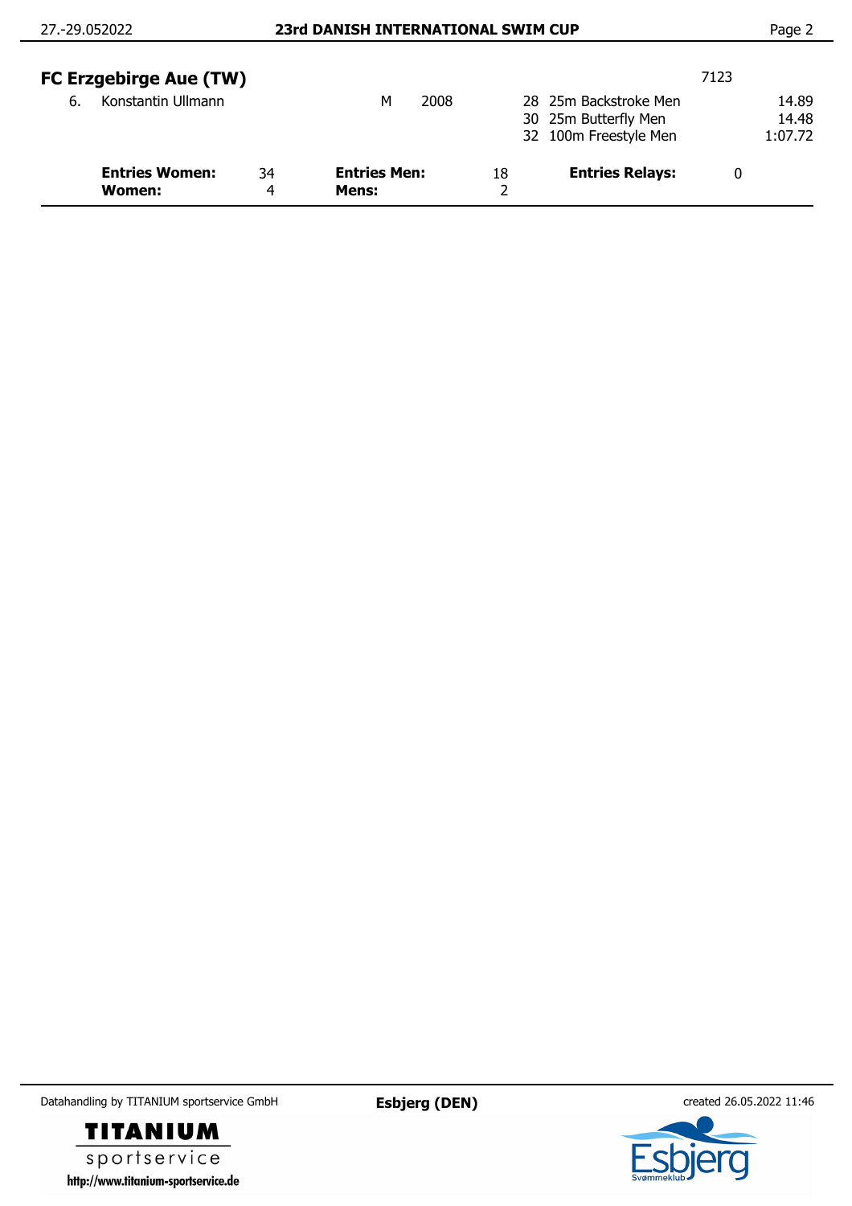## FC Erzgebirge Aue (TW)

7123

| | | | | | |
|---|---|---|---|---|---|
| 6. | Konstantin Ullmann | M | 2008 | 28 25m Backstroke Men | 14.89 |
| | | | | 30 25m Butterfly Men | 14.48 |
| | | | | 32 100m Freestyle Men | 1:07.72 |

| | | | | | |
|---|---|---|---|---|---|
| **Entries Women:** | 34 | **Entries Men:** | 18 | **Entries Relays:** | 0 |
| **Women:** | 4 | **Mens:** | 2 | | |